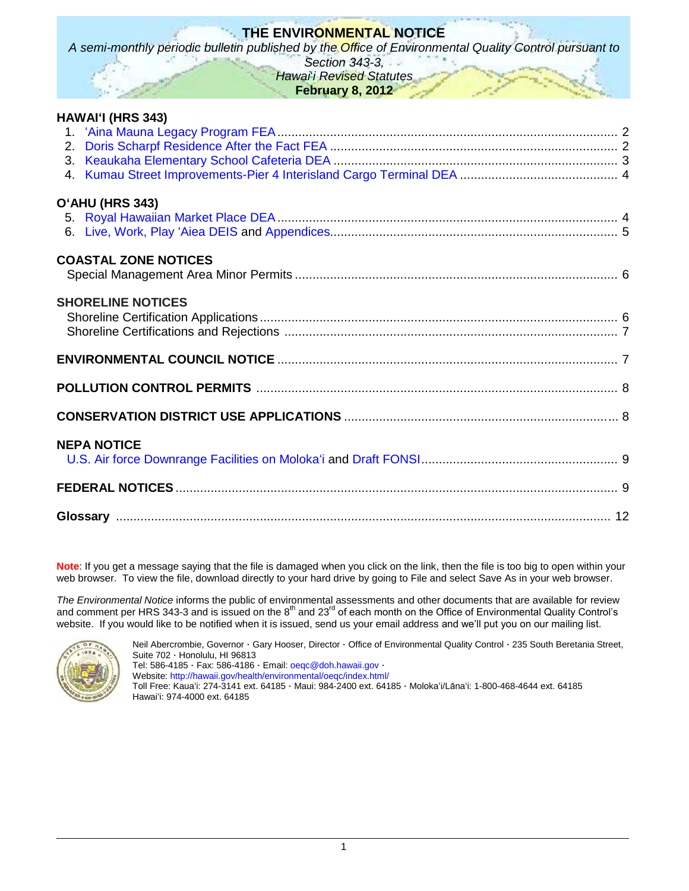# THE ENVIRONMENTAL NOTICE

*A semi-monthly periodic bulletin published by the Office of Environmental Quality Control pursuant to Section 343-3, Hawai'i Revised Statutes*

**February 8, 2012**

## HAWAI'I (HRS 343)

1. 'Aina Mauna Legacy Program FEA .......... 2
2. Doris Scharpf Residence After the Fact FEA .......... 2
3. Keaukaha Elementary School Cafeteria DEA .......... 3
4. Kumau Street Improvements-Pier 4 Interisland Cargo Terminal DEA .......... 4

## O'AHU (HRS 343)

5. Royal Hawaiian Market Place DEA .......... 4
6. Live, Work, Play 'Aiea DEIS and Appendices .......... 5

## COASTAL ZONE NOTICES

Special Management Area Minor Permits .......... 6

## SHORELINE NOTICES

Shoreline Certification Applications .......... 6
Shoreline Certifications and Rejections .......... 7

## ENVIRONMENTAL COUNCIL NOTICE .......... 7

## POLLUTION CONTROL PERMITS .......... 8

## CONSERVATION DISTRICT USE APPLICATIONS .......... 8

## NEPA NOTICE

U.S. Air force Downrange Facilities on Moloka'i and Draft FONSI .......... 9

## FEDERAL NOTICES .......... 9

## Glossary .......... 12

**Note**: If you get a message saying that the file is damaged when you click on the link, then the file is too big to open within your web browser. To view the file, download directly to your hard drive by going to File and select Save As in your web browser.

*The Environmental Notice* informs the public of environmental assessments and other documents that are available for review and comment per HRS 343-3 and is issued on the 8th and 23rd of each month on the Office of Environmental Quality Control's website. If you would like to be notified when it is issued, send us your email address and we'll put you on our mailing list.

Neil Abercrombie, Governor · Gary Hooser, Director · Office of Environmental Quality Control · 235 South Beretania Street, Suite 702 · Honolulu, HI 96813
Tel: 586-4185 · Fax: 586-4186 · Email: oeqc@doh.hawaii.gov ·
Website: http://hawaii.gov/health/environmental/oeqc/index.html/
Toll Free: Kaua'i: 274-3141 ext. 64185 · Maui: 984-2400 ext. 64185 · Moloka'i/Lāna'i: 1-800-468-4644 ext. 64185
Hawai'i: 974-4000 ext. 64185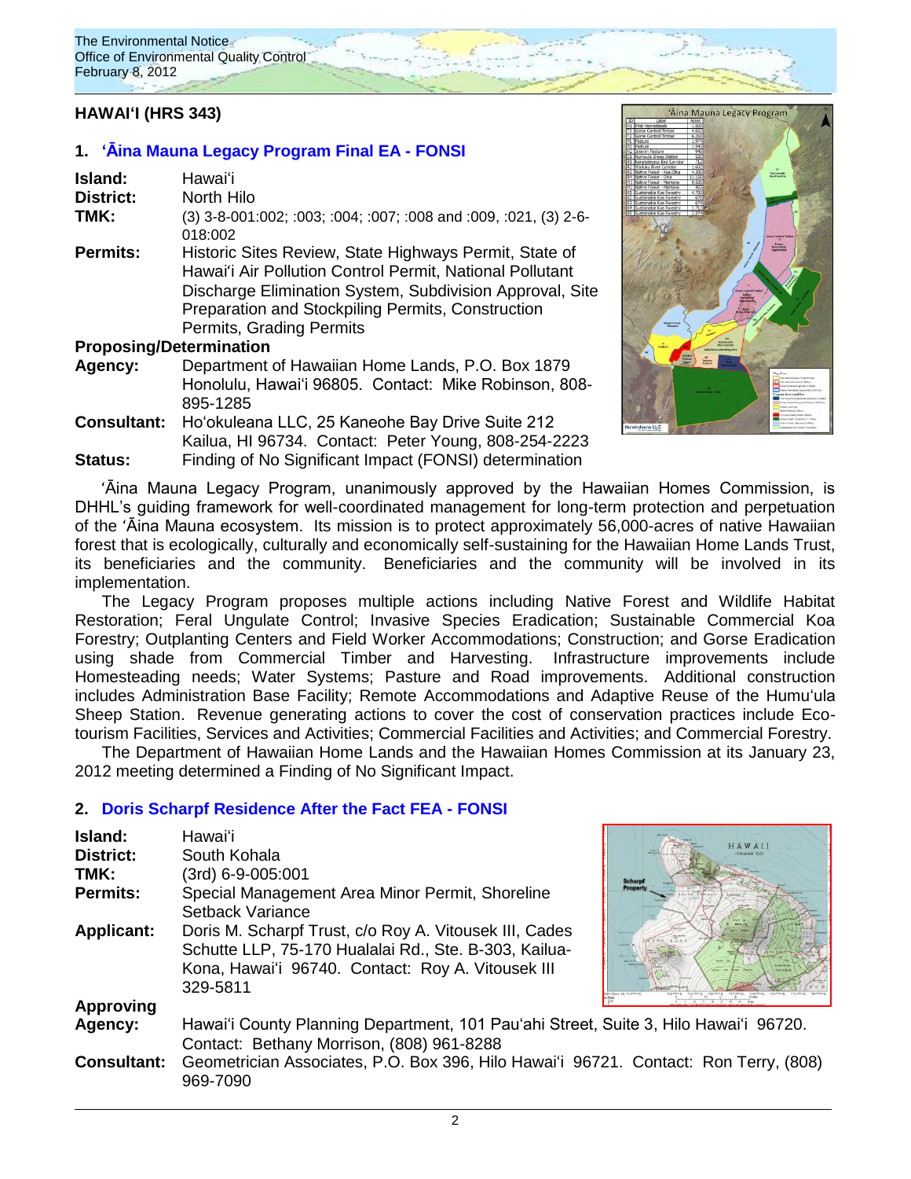## HAWAIʻI (HRS 343)

### 1. ʻĀina Mauna Legacy Program Final EA - FONSI

**Island:** Hawaiʻi
**District:** North Hilo
**TMK:** (3) 3-8-001:002; :003; :004; :007; :008 and :009, :021, (3) 2-6-018:002
**Permits:** Historic Sites Review, State Highways Permit, State of Hawaiʻi Air Pollution Control Permit, National Pollutant Discharge Elimination System, Subdivision Approval, Site Preparation and Stockpiling Permits, Construction Permits, Grading Permits

**Proposing/Determination Agency:** Department of Hawaiian Home Lands, P.O. Box 1879 Honolulu, Hawaiʻi 96805. Contact: Mike Robinson, 808-895-1285
**Consultant:** Hoʻokuleana LLC, 25 Kaneohe Bay Drive Suite 212 Kailua, HI 96734. Contact: Peter Young, 808-254-2223
**Status:** Finding of No Significant Impact (FONSI) determination

ʻĀina Mauna Legacy Program, unanimously approved by the Hawaiian Homes Commission, is DHHL's guiding framework for well-coordinated management for long-term protection and perpetuation of the ʻĀina Mauna ecosystem. Its mission is to protect approximately 56,000-acres of native Hawaiian forest that is ecologically, culturally and economically self-sustaining for the Hawaiian Home Lands Trust, its beneficiaries and the community. Beneficiaries and the community will be involved in its implementation.

The Legacy Program proposes multiple actions including Native Forest and Wildlife Habitat Restoration; Feral Ungulate Control; Invasive Species Eradication; Sustainable Commercial Koa Forestry; Outplanting Centers and Field Worker Accommodations; Construction; and Gorse Eradication using shade from Commercial Timber and Harvesting. Infrastructure improvements include Homesteading needs; Water Systems; Pasture and Road improvements. Additional construction includes Administration Base Facility; Remote Accommodations and Adaptive Reuse of the Humuʻula Sheep Station. Revenue generating actions to cover the cost of conservation practices include Eco-tourism Facilities, Services and Activities; Commercial Facilities and Activities; and Commercial Forestry.

The Department of Hawaiian Home Lands and the Hawaiian Homes Commission at its January 23, 2012 meeting determined a Finding of No Significant Impact.

### 2. Doris Scharpf Residence After the Fact FEA - FONSI

**Island:** Hawaiʻi
**District:** South Kohala
**TMK:** (3rd) 6-9-005:001
**Permits:** Special Management Area Minor Permit, Shoreline Setback Variance
**Applicant:** Doris M. Scharpf Trust, c/o Roy A. Vitousek III, Cades Schutte LLP, 75-170 Hualalai Rd., Ste. B-303, Kailua-Kona, Hawaiʻi 96740. Contact: Roy A. Vitousek III 329-5811
**Approving Agency:** Hawaiʻi County Planning Department, 101 Pauʻahi Street, Suite 3, Hilo Hawaiʻi 96720. Contact: Bethany Morrison, (808) 961-8288
**Consultant:** Geometrician Associates, P.O. Box 396, Hilo Hawaiʻi 96721. Contact: Ron Terry, (808) 969-7090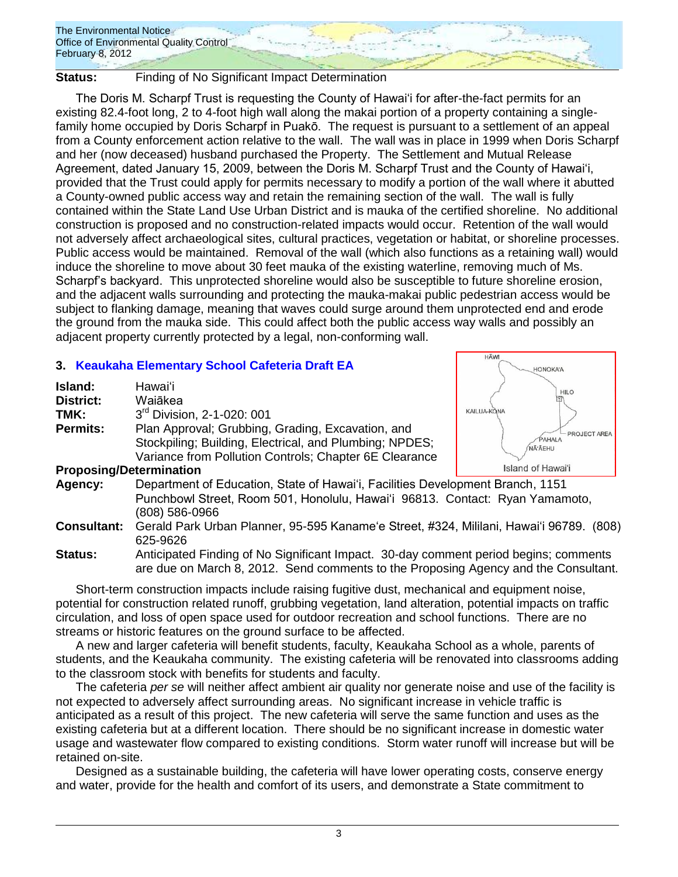**Status:** Finding of No Significant Impact Determination

The Doris M. Scharpf Trust is requesting the County of Hawaiʻi for after-the-fact permits for an existing 82.4-foot long, 2 to 4-foot high wall along the makai portion of a property containing a single-family home occupied by Doris Scharpf in Puakō. The request is pursuant to a settlement of an appeal from a County enforcement action relative to the wall. The wall was in place in 1999 when Doris Scharpf and her (now deceased) husband purchased the Property. The Settlement and Mutual Release Agreement, dated January 15, 2009, between the Doris M. Scharpf Trust and the County of Hawaiʻi, provided that the Trust could apply for permits necessary to modify a portion of the wall where it abutted a County-owned public access way and retain the remaining section of the wall. The wall is fully contained within the State Land Use Urban District and is mauka of the certified shoreline. No additional construction is proposed and no construction-related impacts would occur. Retention of the wall would not adversely affect archaeological sites, cultural practices, vegetation or habitat, or shoreline processes. Public access would be maintained. Removal of the wall (which also functions as a retaining wall) would induce the shoreline to move about 30 feet mauka of the existing waterline, removing much of Ms. Scharpf's backyard. This unprotected shoreline would also be susceptible to future shoreline erosion, and the adjacent walls surrounding and protecting the mauka-makai public pedestrian access would be subject to flanking damage, meaning that waves could surge around them unprotected end and erode the ground from the mauka side. This could affect both the public access way walls and possibly an adjacent property currently protected by a legal, non-conforming wall.

## 3. Keaukaha Elementary School Cafeteria Draft EA

**Island:** Hawaiʻi
**District:** Waiākea
**TMK:** 3rd Division, 2-1-020: 001
**Permits:** Plan Approval; Grubbing, Grading, Excavation, and Stockpiling; Building, Electrical, and Plumbing; NPDES; Variance from Pollution Controls; Chapter 6E Clearance

HĀWI · HONOKAʻA · HILO · KAILUA-KONA · PROJECT AREA · PAHALA · NĀʻĀEHU
Island of Hawaiʻi

**Proposing/Determination Agency:** Department of Education, State of Hawaiʻi, Facilities Development Branch, 1151 Punchbowl Street, Room 501, Honolulu, Hawaiʻi 96813. Contact: Ryan Yamamoto, (808) 586-0966
**Consultant:** Gerald Park Urban Planner, 95-595 Kanameʻe Street, #324, Mililani, Hawaiʻi 96789. (808) 625-9626
**Status:** Anticipated Finding of No Significant Impact. 30-day comment period begins; comments are due on March 8, 2012. Send comments to the Proposing Agency and the Consultant.

Short-term construction impacts include raising fugitive dust, mechanical and equipment noise, potential for construction related runoff, grubbing vegetation, land alteration, potential impacts on traffic circulation, and loss of open space used for outdoor recreation and school functions. There are no streams or historic features on the ground surface to be affected.

A new and larger cafeteria will benefit students, faculty, Keaukaha School as a whole, parents of students, and the Keaukaha community. The existing cafeteria will be renovated into classrooms adding to the classroom stock with benefits for students and faculty.

The cafeteria *per se* will neither affect ambient air quality nor generate noise and use of the facility is not expected to adversely affect surrounding areas. No significant increase in vehicle traffic is anticipated as a result of this project. The new cafeteria will serve the same function and uses as the existing cafeteria but at a different location. There should be no significant increase in domestic water usage and wastewater flow compared to existing conditions. Storm water runoff will increase but will be retained on-site.

Designed as a sustainable building, the cafeteria will have lower operating costs, conserve energy and water, provide for the health and comfort of its users, and demonstrate a State commitment to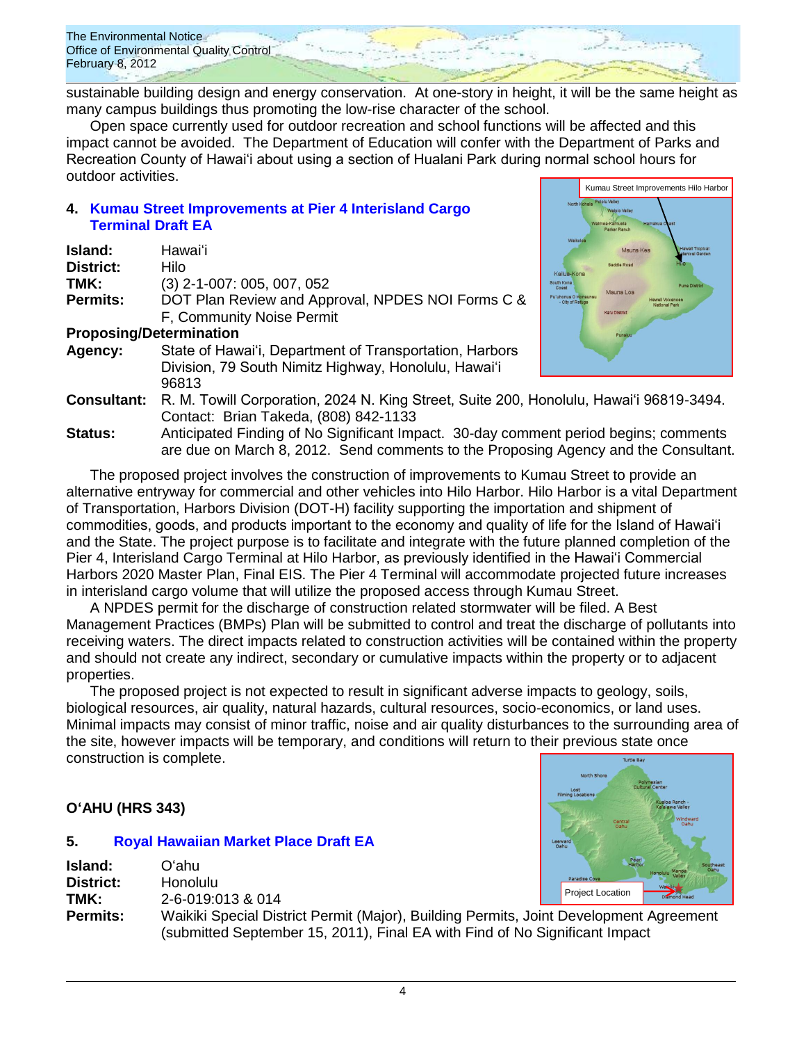sustainable building design and energy conservation. At one-story in height, it will be the same height as many campus buildings thus promoting the low-rise character of the school.

Open space currently used for outdoor recreation and school functions will be affected and this impact cannot be avoided. The Department of Education will confer with the Department of Parks and Recreation County of Hawaiʻi about using a section of Hualani Park during normal school hours for outdoor activities.

### 4. Kumau Street Improvements at Pier 4 Interisland Cargo Terminal Draft EA

**Island:** Hawaiʻi
**District:** Hilo
**TMK:** (3) 2-1-007: 005, 007, 052
**Permits:** DOT Plan Review and Approval, NPDES NOI Forms C & F, Community Noise Permit

**Proposing/Determination**
**Agency:** State of Hawaiʻi, Department of Transportation, Harbors Division, 79 South Nimitz Highway, Honolulu, Hawaiʻi 96813
**Consultant:** R. M. Towill Corporation, 2024 N. King Street, Suite 200, Honolulu, Hawaiʻi 96819-3494. Contact: Brian Takeda, (808) 842-1133
**Status:** Anticipated Finding of No Significant Impact. 30-day comment period begins; comments are due on March 8, 2012. Send comments to the Proposing Agency and the Consultant.

Kumau Street Improvements Hilo Harbor

The proposed project involves the construction of improvements to Kumau Street to provide an alternative entryway for commercial and other vehicles into Hilo Harbor. Hilo Harbor is a vital Department of Transportation, Harbors Division (DOT-H) facility supporting the importation and shipment of commodities, goods, and products important to the economy and quality of life for the Island of Hawaiʻi and the State. The project purpose is to facilitate and integrate with the future planned completion of the Pier 4, Interisland Cargo Terminal at Hilo Harbor, as previously identified in the Hawaiʻi Commercial Harbors 2020 Master Plan, Final EIS. The Pier 4 Terminal will accommodate projected future increases in interisland cargo volume that will utilize the proposed access through Kumau Street.

A NPDES permit for the discharge of construction related stormwater will be filed. A Best Management Practices (BMPs) Plan will be submitted to control and treat the discharge of pollutants into receiving waters. The direct impacts related to construction activities will be contained within the property and should not create any indirect, secondary or cumulative impacts within the property or to adjacent properties.

The proposed project is not expected to result in significant adverse impacts to geology, soils, biological resources, air quality, natural hazards, cultural resources, socio-economics, or land uses. Minimal impacts may consist of minor traffic, noise and air quality disturbances to the surrounding area of the site, however impacts will be temporary, and conditions will return to their previous state once construction is complete.

## OʻAHU (HRS 343)

### 5. Royal Hawaiian Market Place Draft EA

Project Location

**Island:** Oʻahu
**District:** Honolulu
**TMK:** 2-6-019:013 & 014
**Permits:** Waikiki Special District Permit (Major), Building Permits, Joint Development Agreement (submitted September 15, 2011), Final EA with Find of No Significant Impact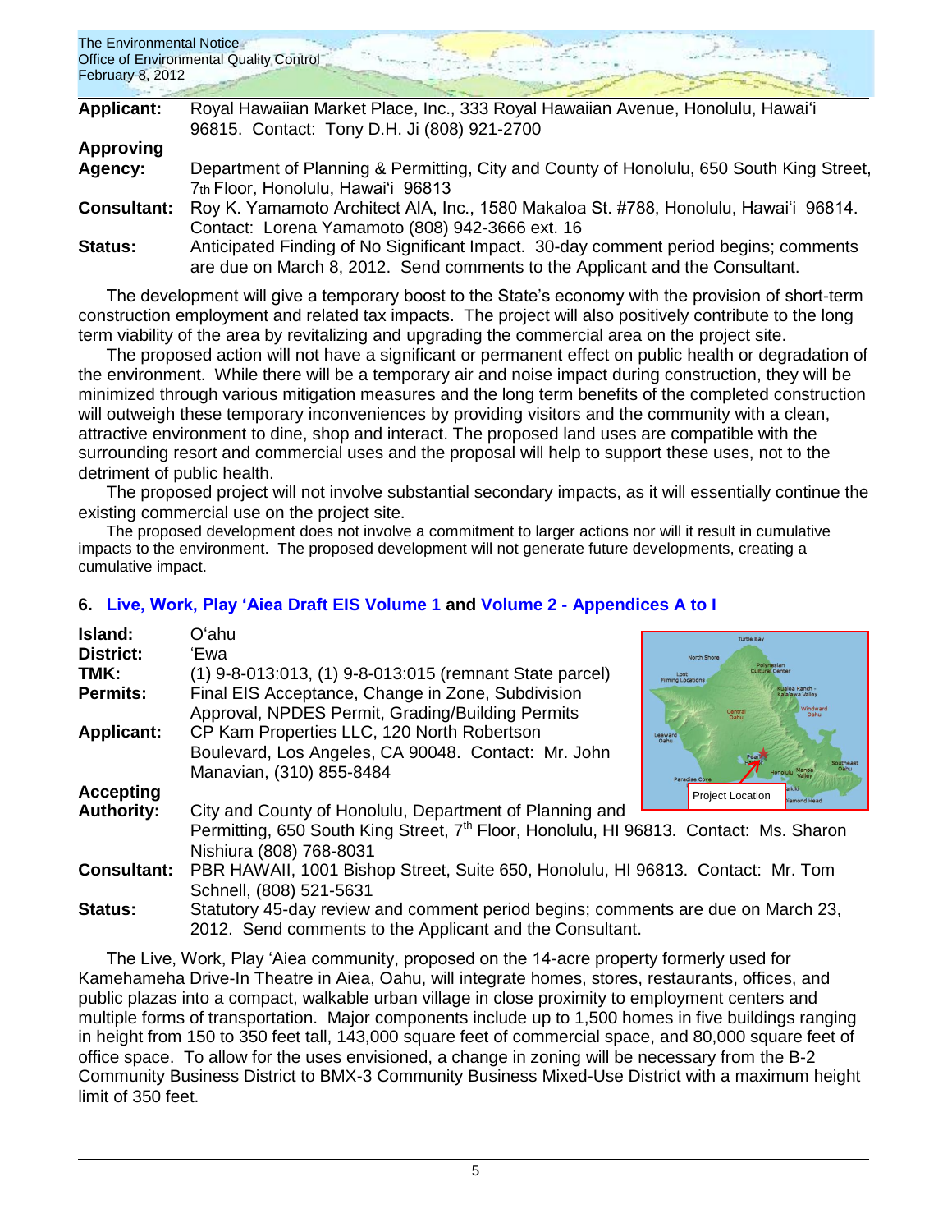**Applicant:** Royal Hawaiian Market Place, Inc., 333 Royal Hawaiian Avenue, Honolulu, Hawai'i 96815. Contact: Tony D.H. Ji (808) 921-2700

**Approving Agency:** Department of Planning & Permitting, City and County of Honolulu, 650 South King Street, 7th Floor, Honolulu, Hawai'i 96813

**Consultant:** Roy K. Yamamoto Architect AIA, Inc., 1580 Makaloa St. #788, Honolulu, Hawai'i 96814. Contact: Lorena Yamamoto (808) 942-3666 ext. 16

**Status:** Anticipated Finding of No Significant Impact. 30-day comment period begins; comments are due on March 8, 2012. Send comments to the Applicant and the Consultant.

The development will give a temporary boost to the State's economy with the provision of short-term construction employment and related tax impacts. The project will also positively contribute to the long term viability of the area by revitalizing and upgrading the commercial area on the project site.

The proposed action will not have a significant or permanent effect on public health or degradation of the environment. While there will be a temporary air and noise impact during construction, they will be minimized through various mitigation measures and the long term benefits of the completed construction will outweigh these temporary inconveniences by providing visitors and the community with a clean, attractive environment to dine, shop and interact. The proposed land uses are compatible with the surrounding resort and commercial uses and the proposal will help to support these uses, not to the detriment of public health.

The proposed project will not involve substantial secondary impacts, as it will essentially continue the existing commercial use on the project site.

The proposed development does not involve a commitment to larger actions nor will it result in cumulative impacts to the environment. The proposed development will not generate future developments, creating a cumulative impact.

## 6. Live, Work, Play 'Aiea Draft EIS Volume 1 and Volume 2 - Appendices A to I

**Island:** O'ahu

**District:** 'Ewa

**TMK:** (1) 9-8-013:013, (1) 9-8-013:015 (remnant State parcel)

**Permits:** Final EIS Acceptance, Change in Zone, Subdivision Approval, NPDES Permit, Grading/Building Permits

**Applicant:** CP Kam Properties LLC, 120 North Robertson Boulevard, Los Angeles, CA 90048. Contact: Mr. John Manavian, (310) 855-8484

**Accepting Authority:** City and County of Honolulu, Department of Planning and Permitting, 650 South King Street, 7th Floor, Honolulu, HI 96813. Contact: Ms. Sharon Nishiura (808) 768-8031

**Consultant:** PBR HAWAII, 1001 Bishop Street, Suite 650, Honolulu, HI 96813. Contact: Mr. Tom Schnell, (808) 521-5631

**Status:** Statutory 45-day review and comment period begins; comments are due on March 23, 2012. Send comments to the Applicant and the Consultant.

Project Location

The Live, Work, Play 'Aiea community, proposed on the 14-acre property formerly used for Kamehameha Drive-In Theatre in Aiea, Oahu, will integrate homes, stores, restaurants, offices, and public plazas into a compact, walkable urban village in close proximity to employment centers and multiple forms of transportation. Major components include up to 1,500 homes in five buildings ranging in height from 150 to 350 feet tall, 143,000 square feet of commercial space, and 80,000 square feet of office space. To allow for the uses envisioned, a change in zoning will be necessary from the B-2 Community Business District to BMX-3 Community Business Mixed-Use District with a maximum height limit of 350 feet.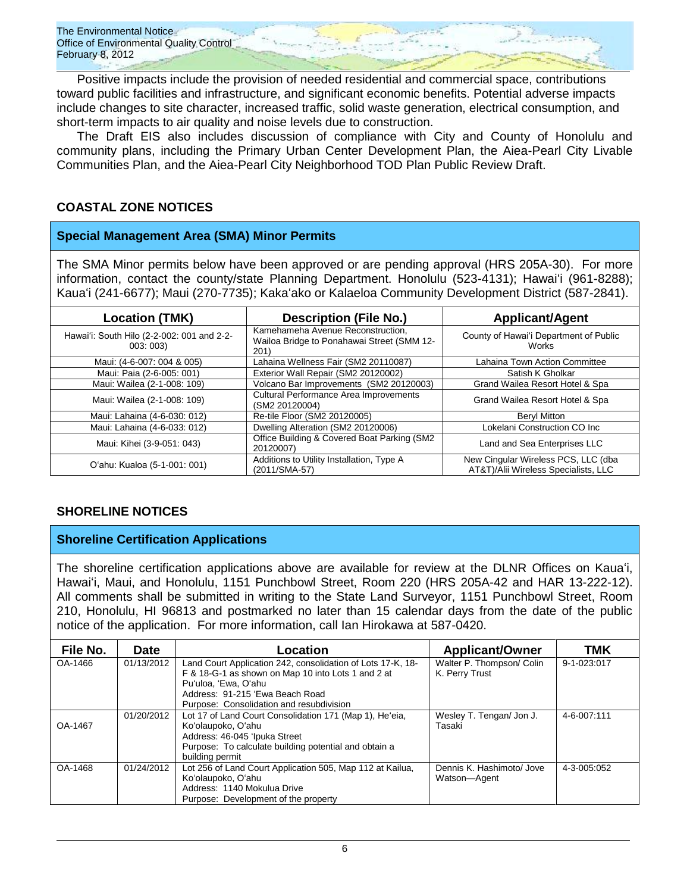Positive impacts include the provision of needed residential and commercial space, contributions toward public facilities and infrastructure, and significant economic benefits. Potential adverse impacts include changes to site character, increased traffic, solid waste generation, electrical consumption, and short-term impacts to air quality and noise levels due to construction.

The Draft EIS also includes discussion of compliance with City and County of Honolulu and community plans, including the Primary Urban Center Development Plan, the Aiea-Pearl City Livable Communities Plan, and the Aiea-Pearl City Neighborhood TOD Plan Public Review Draft.

## COASTAL ZONE NOTICES

### Special Management Area (SMA) Minor Permits

The SMA Minor permits below have been approved or are pending approval (HRS 205A-30). For more information, contact the county/state Planning Department. Honolulu (523-4131); Hawai'i (961-8288); Kaua'i (241-6677); Maui (270-7735); Kaka'ako or Kalaeloa Community Development District (587-2841).

| Location (TMK) | Description (File No.) | Applicant/Agent |
|---|---|---|
| Hawai'i: South Hilo (2-2-002: 001 and 2-2-003: 003) | Kamehameha Avenue Reconstruction, Wailoa Bridge to Ponahawai Street (SMM 12-201) | County of Hawai'i Department of Public Works |
| Maui: (4-6-007: 004 & 005) | Lahaina Wellness Fair (SM2 20110087) | Lahaina Town Action Committee |
| Maui: Paia (2-6-005: 001) | Exterior Wall Repair (SM2 20120002) | Satish K Gholkar |
| Maui: Wailea (2-1-008: 109) | Volcano Bar Improvements (SM2 20120003) | Grand Wailea Resort Hotel & Spa |
| Maui: Wailea (2-1-008: 109) | Cultural Performance Area Improvements (SM2 20120004) | Grand Wailea Resort Hotel & Spa |
| Maui: Lahaina (4-6-030: 012) | Re-tile Floor (SM2 20120005) | Beryl Mitton |
| Maui: Lahaina (4-6-033: 012) | Dwelling Alteration (SM2 20120006) | Lokelani Construction CO Inc |
| Maui: Kihei (3-9-051: 043) | Office Building & Covered Boat Parking (SM2 20120007) | Land and Sea Enterprises LLC |
| O'ahu: Kualoa (5-1-001: 001) | Additions to Utility Installation, Type A (2011/SMA-57) | New Cingular Wireless PCS, LLC (dba AT&T)/Alii Wireless Specialists, LLC |

## SHORELINE NOTICES

### Shoreline Certification Applications

The shoreline certification applications above are available for review at the DLNR Offices on Kaua'i, Hawai'i, Maui, and Honolulu, 1151 Punchbowl Street, Room 220 (HRS 205A-42 and HAR 13-222-12). All comments shall be submitted in writing to the State Land Surveyor, 1151 Punchbowl Street, Room 210, Honolulu, HI 96813 and postmarked no later than 15 calendar days from the date of the public notice of the application. For more information, call Ian Hirokawa at 587-0420.

| File No. | Date | Location | Applicant/Owner | TMK |
|---|---|---|---|---|
| OA-1466 | 01/13/2012 | Land Court Application 242, consolidation of Lots 17-K, 18-F & 18-G-1 as shown on Map 10 into Lots 1 and 2 at Pu'uloa, 'Ewa, O'ahu<br>Address: 91-215 'Ewa Beach Road<br>Purpose: Consolidation and resubdivision | Walter P. Thompson/ Colin K. Perry Trust | 9-1-023:017 |
| OA-1467 | 01/20/2012 | Lot 17 of Land Court Consolidation 171 (Map 1), He'eia, Ko'olaupoko, O'ahu<br>Address: 46-045 'Ipuka Street<br>Purpose: To calculate building potential and obtain a building permit | Wesley T. Tengan/ Jon J. Tasaki | 4-6-007:111 |
| OA-1468 | 01/24/2012 | Lot 256 of Land Court Application 505, Map 112 at Kailua, Ko'olaupoko, O'ahu<br>Address: 1140 Mokulua Drive<br>Purpose: Development of the property | Dennis K. Hashimoto/ Jove Watson—Agent | 4-3-005:052 |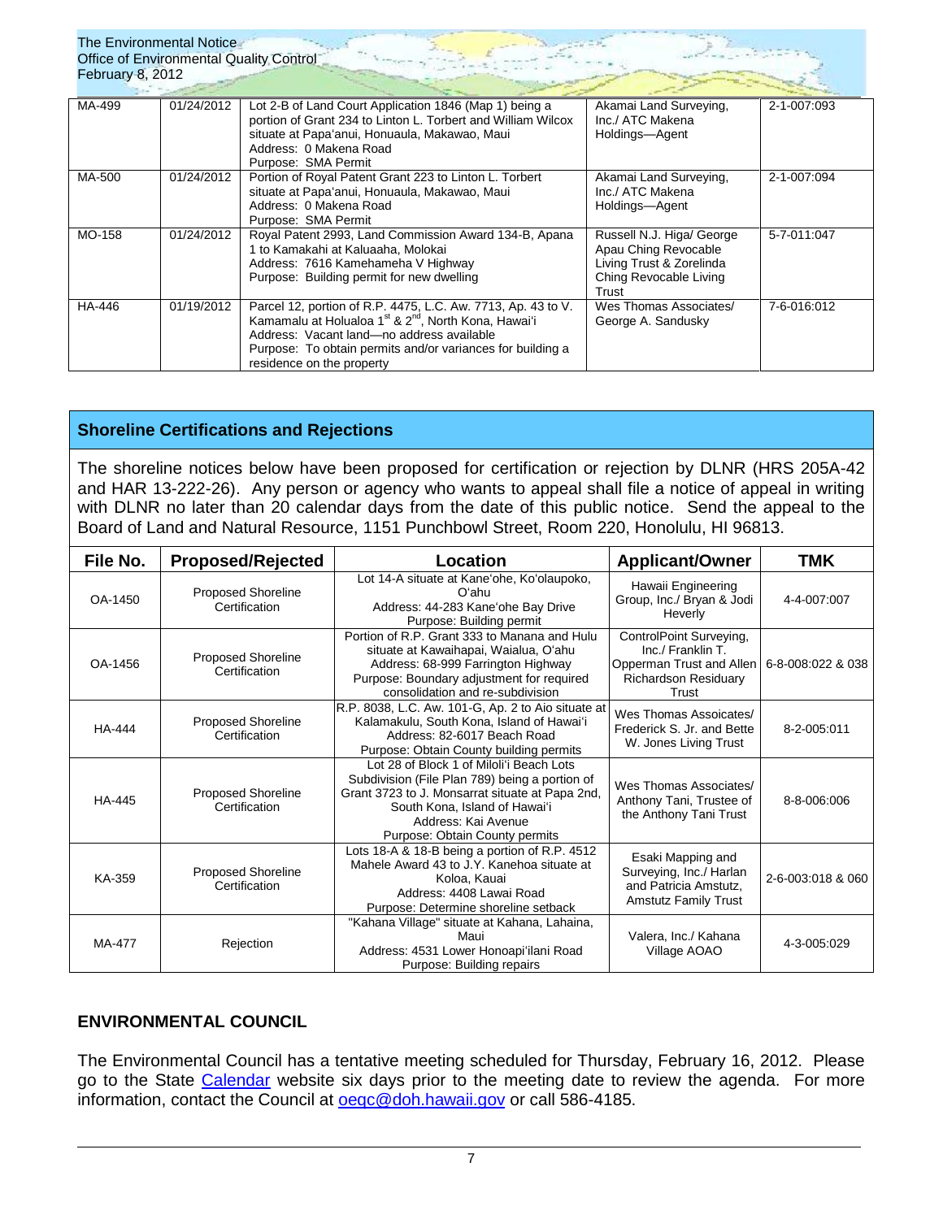| | | | | |
|---|---|---|---|---|
| MA-499 | 01/24/2012 | Lot 2-B of Land Court Application 1846 (Map 1) being a portion of Grant 234 to Linton L. Torbert and William Wilcox situate at Papa'anui, Honuaula, Makawao, Maui<br>Address: 0 Makena Road<br>Purpose: SMA Permit | Akamai Land Surveying, Inc./ ATC Makena Holdings—Agent | 2-1-007:093 |
| MA-500 | 01/24/2012 | Portion of Royal Patent Grant 223 to Linton L. Torbert situate at Papa'anui, Honuaula, Makawao, Maui<br>Address: 0 Makena Road<br>Purpose: SMA Permit | Akamai Land Surveying, Inc./ ATC Makena Holdings—Agent | 2-1-007:094 |
| MO-158 | 01/24/2012 | Royal Patent 2993, Land Commission Award 134-B, Apana 1 to Kamakahi at Kaluaaha, Molokai<br>Address: 7616 Kamehameha V Highway<br>Purpose: Building permit for new dwelling | Russell N.J. Higa/ George Apau Ching Revocable Living Trust & Zorelinda Ching Revocable Living Trust | 5-7-011:047 |
| HA-446 | 01/19/2012 | Parcel 12, portion of R.P. 4475, L.C. Aw. 7713, Ap. 43 to V. Kamamalu at Holualoa 1st & 2nd, North Kona, Hawai'i<br>Address: Vacant land—no address available<br>Purpose: To obtain permits and/or variances for building a residence on the property | Wes Thomas Associates/ George A. Sandusky | 7-6-016:012 |

## Shoreline Certifications and Rejections

The shoreline notices below have been proposed for certification or rejection by DLNR (HRS 205A-42 and HAR 13-222-26). Any person or agency who wants to appeal shall file a notice of appeal in writing with DLNR no later than 20 calendar days from the date of this public notice. Send the appeal to the Board of Land and Natural Resource, 1151 Punchbowl Street, Room 220, Honolulu, HI 96813.

| File No. | Proposed/Rejected | Location | Applicant/Owner | TMK |
|---|---|---|---|---|
| OA-1450 | Proposed Shoreline Certification | Lot 14-A situate at Kane'ohe, Ko'olaupoko, O'ahu<br>Address: 44-283 Kane'ohe Bay Drive<br>Purpose: Building permit | Hawaii Engineering Group, Inc./ Bryan & Jodi Heverly | 4-4-007:007 |
| OA-1456 | Proposed Shoreline Certification | Portion of R.P. Grant 333 to Manana and Hulu situate at Kawaihapai, Waialua, O'ahu<br>Address: 68-999 Farrington Highway<br>Purpose: Boundary adjustment for required consolidation and re-subdivision | ControlPoint Surveying, Inc./ Franklin T. Opperman Trust and Allen Richardson Residuary Trust | 6-8-008:022 & 038 |
| HA-444 | Proposed Shoreline Certification | R.P. 8038, L.C. Aw. 101-G, Ap. 2 to Aio situate at Kalamakulu, South Kona, Island of Hawai'i<br>Address: 82-6017 Beach Road<br>Purpose: Obtain County building permits | Wes Thomas Assoicates/ Frederick S. Jr. and Bette W. Jones Living Trust | 8-2-005:011 |
| HA-445 | Proposed Shoreline Certification | Lot 28 of Block 1 of Miloli'i Beach Lots Subdivision (File Plan 789) being a portion of Grant 3723 to J. Monsarrat situate at Papa 2nd, South Kona, Island of Hawai'i<br>Address: Kai Avenue<br>Purpose: Obtain County permits | Wes Thomas Associates/ Anthony Tani, Trustee of the Anthony Tani Trust | 8-8-006:006 |
| KA-359 | Proposed Shoreline Certification | Lots 18-A & 18-B being a portion of R.P. 4512 Mahele Award 43 to J.Y. Kanehoa situate at Koloa, Kauai<br>Address: 4408 Lawai Road<br>Purpose: Determine shoreline setback | Esaki Mapping and Surveying, Inc./ Harlan and Patricia Amstutz, Amstutz Family Trust | 2-6-003:018 & 060 |
| MA-477 | Rejection | "Kahana Village" situate at Kahana, Lahaina, Maui<br>Address: 4531 Lower Honoapi'ilani Road<br>Purpose: Building repairs | Valera, Inc./ Kahana Village AOAO | 4-3-005:029 |

## ENVIRONMENTAL COUNCIL

The Environmental Council has a tentative meeting scheduled for Thursday, February 16, 2012. Please go to the State Calendar website six days prior to the meeting date to review the agenda. For more information, contact the Council at oeqc@doh.hawaii.gov or call 586-4185.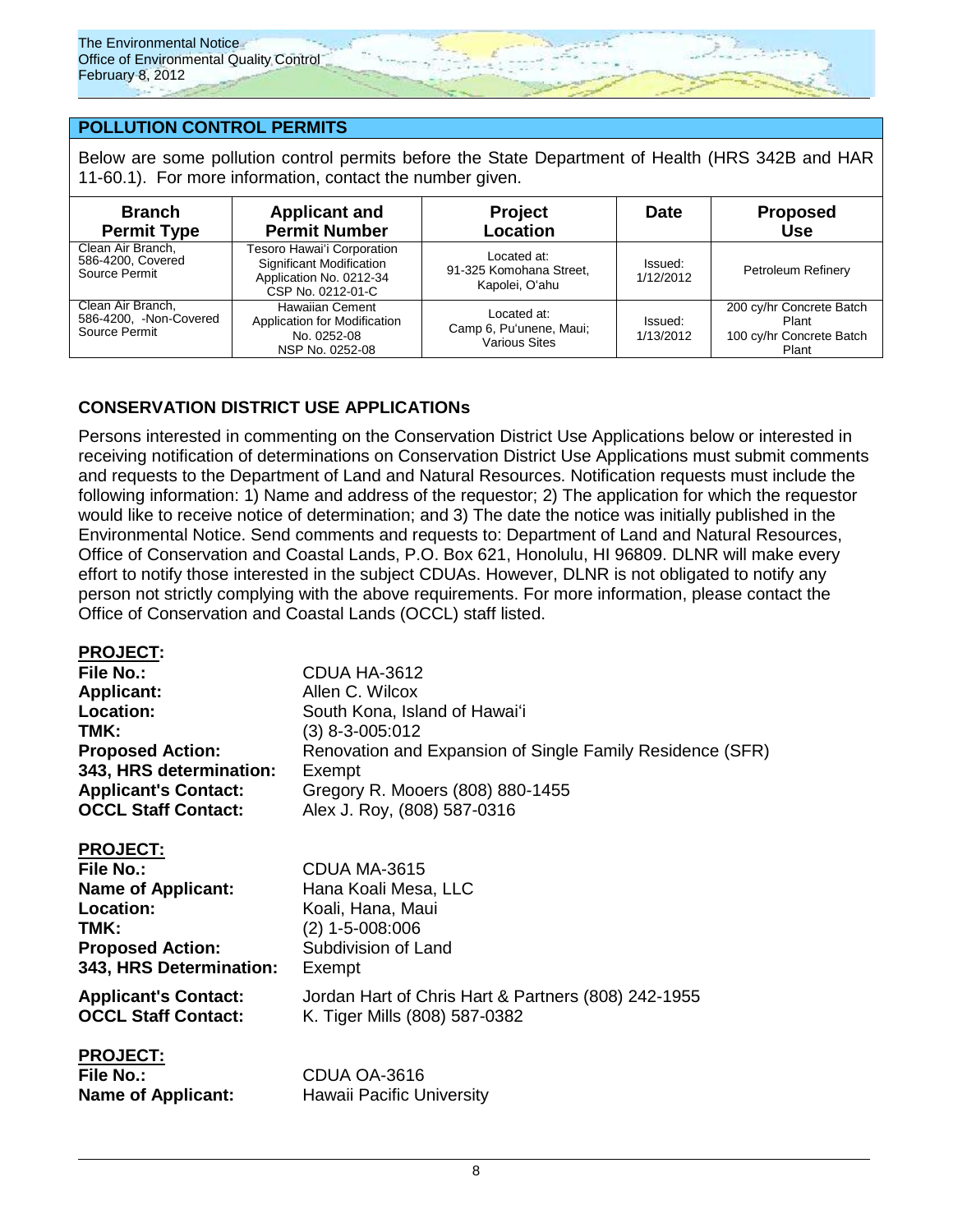## POLLUTION CONTROL PERMITS

Below are some pollution control permits before the State Department of Health (HRS 342B and HAR 11-60.1). For more information, contact the number given.

| Branch Permit Type | Applicant and Permit Number | Project Location | Date | Proposed Use |
|---|---|---|---|---|
| Clean Air Branch, 586-4200, Covered Source Permit | Tesoro Hawai'i Corporation Significant Modification Application No. 0212-34 CSP No. 0212-01-C | Located at: 91-325 Komohana Street, Kapolei, O'ahu | Issued: 1/12/2012 | Petroleum Refinery |
| Clean Air Branch, 586-4200, -Non-Covered Source Permit | Hawaiian Cement Application for Modification No. 0252-08 NSP No. 0252-08 | Located at: Camp 6, Pu'unene, Maui; Various Sites | Issued: 1/13/2012 | 200 cy/hr Concrete Batch Plant 100 cy/hr Concrete Batch Plant |

## CONSERVATION DISTRICT USE APPLICATIONs

Persons interested in commenting on the Conservation District Use Applications below or interested in receiving notification of determinations on Conservation District Use Applications must submit comments and requests to the Department of Land and Natural Resources. Notification requests must include the following information: 1) Name and address of the requestor; 2) The application for which the requestor would like to receive notice of determination; and 3) The date the notice was initially published in the Environmental Notice. Send comments and requests to: Department of Land and Natural Resources, Office of Conservation and Coastal Lands, P.O. Box 621, Honolulu, HI 96809. DLNR will make every effort to notify those interested in the subject CDUAs. However, DLNR is not obligated to notify any person not strictly complying with the above requirements. For more information, please contact the Office of Conservation and Coastal Lands (OCCL) staff listed.

**PROJECT:**
**File No.:** CDUA HA-3612
**Applicant:** Allen C. Wilcox
**Location:** South Kona, Island of Hawai'i
**TMK:** (3) 8-3-005:012
**Proposed Action:** Renovation and Expansion of Single Family Residence (SFR)
**343, HRS determination:** Exempt
**Applicant's Contact:** Gregory R. Mooers (808) 880-1455
**OCCL Staff Contact:** Alex J. Roy, (808) 587-0316

**PROJECT:**
**File No.:** CDUA MA-3615
**Name of Applicant:** Hana Koali Mesa, LLC
**Location:** Koali, Hana, Maui
**TMK:** (2) 1-5-008:006
**Proposed Action:** Subdivision of Land
**343, HRS Determination:** Exempt
**Applicant's Contact:** Jordan Hart of Chris Hart & Partners (808) 242-1955
**OCCL Staff Contact:** K. Tiger Mills (808) 587-0382

**PROJECT:**
**File No.:** CDUA OA-3616
**Name of Applicant:** Hawaii Pacific University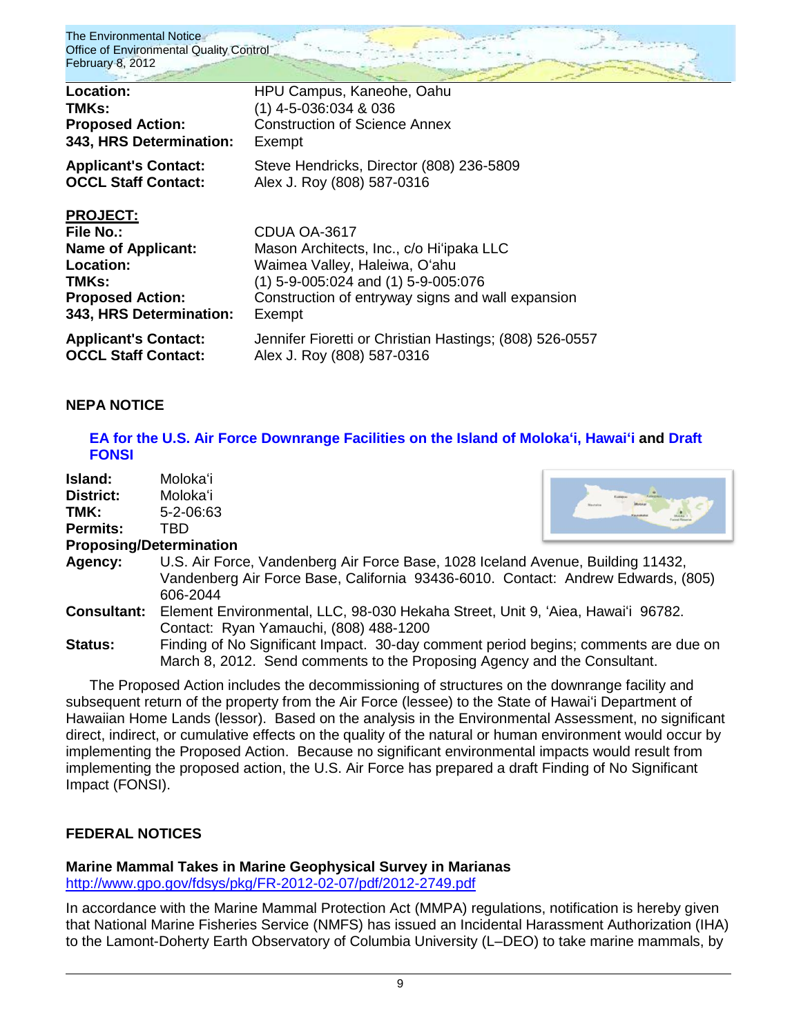| | |
|---|---|
| **Location:** | HPU Campus, Kaneohe, Oahu |
| **TMKs:** | (1) 4-5-036:034 & 036 |
| **Proposed Action:** | Construction of Science Annex |
| **343, HRS Determination:** | Exempt |
| **Applicant's Contact:** | Steve Hendricks, Director (808) 236-5809 |
| **OCCL Staff Contact:** | Alex J. Roy (808) 587-0316 |

**PROJECT:**

| | |
|---|---|
| **File No.:** | CDUA OA-3617 |
| **Name of Applicant:** | Mason Architects, Inc., c/o Hi'ipaka LLC |
| **Location:** | Waimea Valley, Haleiwa, O'ahu |
| **TMKs:** | (1) 5-9-005:024 and (1) 5-9-005:076 |
| **Proposed Action:** | Construction of entryway signs and wall expansion |
| **343, HRS Determination:** | Exempt |
| **Applicant's Contact:** | Jennifer Fioretti or Christian Hastings; (808) 526-0557 |
| **OCCL Staff Contact:** | Alex J. Roy (808) 587-0316 |

## NEPA NOTICE

### EA for the U.S. Air Force Downrange Facilities on the Island of Moloka'i, Hawai'i and Draft FONSI

**Island:** Moloka'i
**District:** Moloka'i
**TMK:** 5-2-06:63
**Permits:** TBD

**Proposing/Determination**

**Agency:** U.S. Air Force, Vandenberg Air Force Base, 1028 Iceland Avenue, Building 11432, Vandenberg Air Force Base, California 93436-6010. Contact: Andrew Edwards, (805) 606-2044

**Consultant:** Element Environmental, LLC, 98-030 Hekaha Street, Unit 9, 'Aiea, Hawai'i 96782. Contact: Ryan Yamauchi, (808) 488-1200

**Status:** Finding of No Significant Impact. 30-day comment period begins; comments are due on March 8, 2012. Send comments to the Proposing Agency and the Consultant.

The Proposed Action includes the decommissioning of structures on the downrange facility and subsequent return of the property from the Air Force (lessee) to the State of Hawai'i Department of Hawaiian Home Lands (lessor). Based on the analysis in the Environmental Assessment, no significant direct, indirect, or cumulative effects on the quality of the natural or human environment would occur by implementing the Proposed Action. Because no significant environmental impacts would result from implementing the proposed action, the U.S. Air Force has prepared a draft Finding of No Significant Impact (FONSI).

## FEDERAL NOTICES

### Marine Mammal Takes in Marine Geophysical Survey in Marianas

http://www.gpo.gov/fdsys/pkg/FR-2012-02-07/pdf/2012-2749.pdf

In accordance with the Marine Mammal Protection Act (MMPA) regulations, notification is hereby given that National Marine Fisheries Service (NMFS) has issued an Incidental Harassment Authorization (IHA) to the Lamont-Doherty Earth Observatory of Columbia University (L–DEO) to take marine mammals, by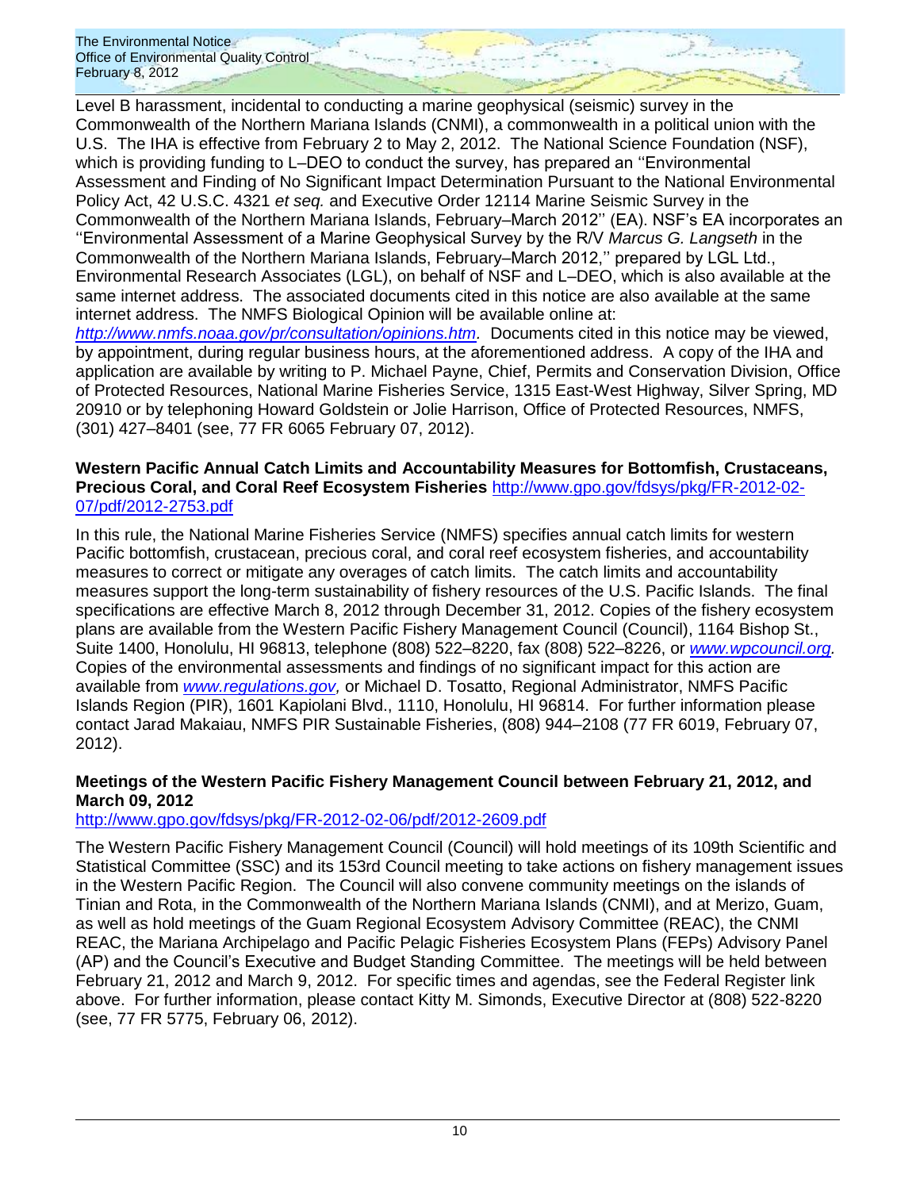Level B harassment, incidental to conducting a marine geophysical (seismic) survey in the Commonwealth of the Northern Mariana Islands (CNMI), a commonwealth in a political union with the U.S. The IHA is effective from February 2 to May 2, 2012. The National Science Foundation (NSF), which is providing funding to L–DEO to conduct the survey, has prepared an ''Environmental Assessment and Finding of No Significant Impact Determination Pursuant to the National Environmental Policy Act, 42 U.S.C. 4321 *et seq.* and Executive Order 12114 Marine Seismic Survey in the Commonwealth of the Northern Mariana Islands, February–March 2012'' (EA). NSF's EA incorporates an ''Environmental Assessment of a Marine Geophysical Survey by the R/V *Marcus G. Langseth* in the Commonwealth of the Northern Mariana Islands, February–March 2012,'' prepared by LGL Ltd., Environmental Research Associates (LGL), on behalf of NSF and L–DEO, which is also available at the same internet address. The associated documents cited in this notice are also available at the same internet address. The NMFS Biological Opinion will be available online at: *http://www.nmfs.noaa.gov/pr/consultation/opinions.htm*. Documents cited in this notice may be viewed, by appointment, during regular business hours, at the aforementioned address. A copy of the IHA and application are available by writing to P. Michael Payne, Chief, Permits and Conservation Division, Office of Protected Resources, National Marine Fisheries Service, 1315 East-West Highway, Silver Spring, MD 20910 or by telephoning Howard Goldstein or Jolie Harrison, Office of Protected Resources, NMFS, (301) 427–8401 (see, 77 FR 6065 February 07, 2012).

**Western Pacific Annual Catch Limits and Accountability Measures for Bottomfish, Crustaceans, Precious Coral, and Coral Reef Ecosystem Fisheries** http://www.gpo.gov/fdsys/pkg/FR-2012-02-07/pdf/2012-2753.pdf

In this rule, the National Marine Fisheries Service (NMFS) specifies annual catch limits for western Pacific bottomfish, crustacean, precious coral, and coral reef ecosystem fisheries, and accountability measures to correct or mitigate any overages of catch limits. The catch limits and accountability measures support the long-term sustainability of fishery resources of the U.S. Pacific Islands. The final specifications are effective March 8, 2012 through December 31, 2012. Copies of the fishery ecosystem plans are available from the Western Pacific Fishery Management Council (Council), 1164 Bishop St., Suite 1400, Honolulu, HI 96813, telephone (808) 522–8220, fax (808) 522–8226, or *www.wpcouncil.org*. Copies of the environmental assessments and findings of no significant impact for this action are available from *www.regulations.gov*, or Michael D. Tosatto, Regional Administrator, NMFS Pacific Islands Region (PIR), 1601 Kapiolani Blvd., 1110, Honolulu, HI 96814. For further information please contact Jarad Makaiau, NMFS PIR Sustainable Fisheries, (808) 944–2108 (77 FR 6019, February 07, 2012).

**Meetings of the Western Pacific Fishery Management Council between February 21, 2012, and March 09, 2012**
http://www.gpo.gov/fdsys/pkg/FR-2012-02-06/pdf/2012-2609.pdf

The Western Pacific Fishery Management Council (Council) will hold meetings of its 109th Scientific and Statistical Committee (SSC) and its 153rd Council meeting to take actions on fishery management issues in the Western Pacific Region. The Council will also convene community meetings on the islands of Tinian and Rota, in the Commonwealth of the Northern Mariana Islands (CNMI), and at Merizo, Guam, as well as hold meetings of the Guam Regional Ecosystem Advisory Committee (REAC), the CNMI REAC, the Mariana Archipelago and Pacific Pelagic Fisheries Ecosystem Plans (FEPs) Advisory Panel (AP) and the Council's Executive and Budget Standing Committee. The meetings will be held between February 21, 2012 and March 9, 2012. For specific times and agendas, see the Federal Register link above. For further information, please contact Kitty M. Simonds, Executive Director at (808) 522-8220 (see, 77 FR 5775, February 06, 2012).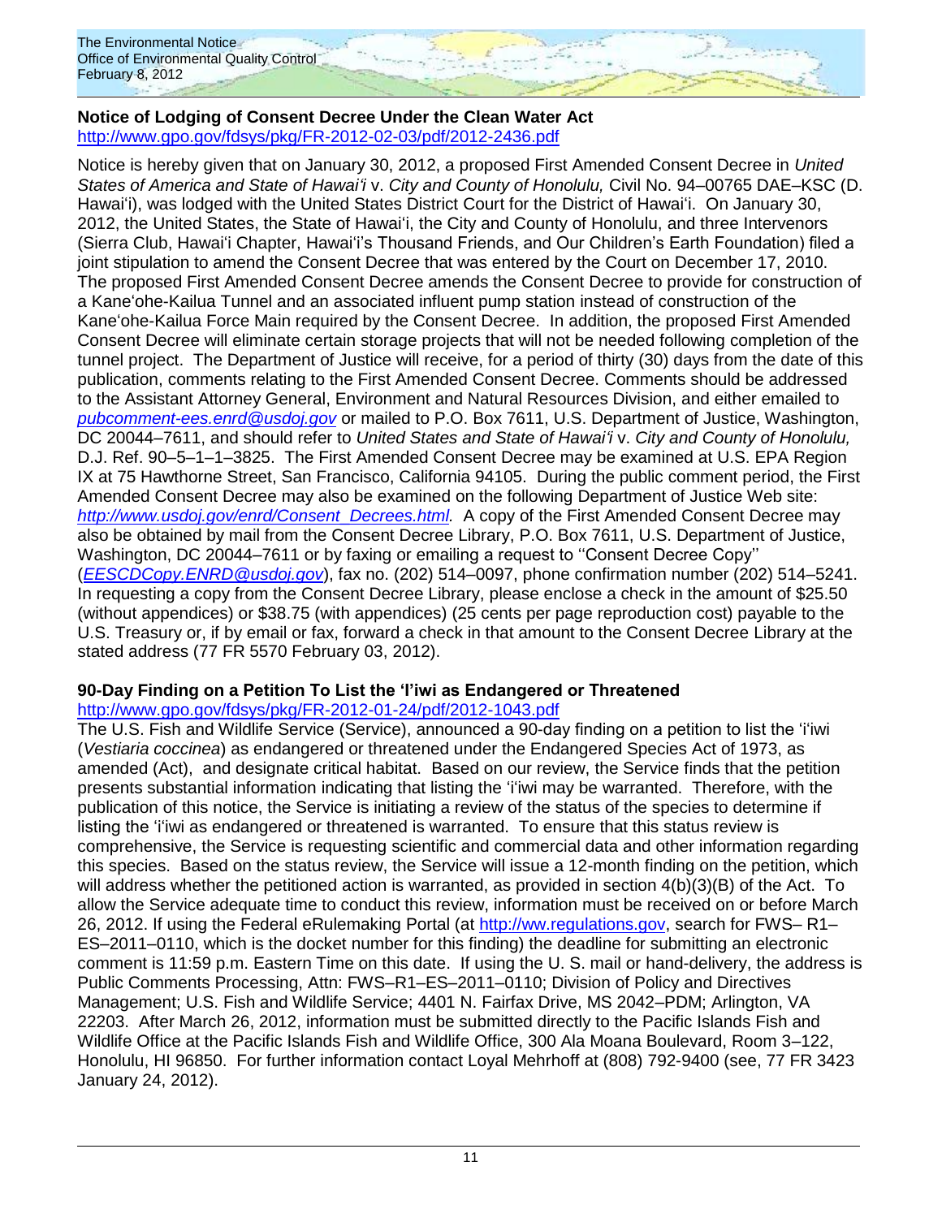**Notice of Lodging of Consent Decree Under the Clean Water Act**
http://www.gpo.gov/fdsys/pkg/FR-2012-02-03/pdf/2012-2436.pdf

Notice is hereby given that on January 30, 2012, a proposed First Amended Consent Decree in *United States of America and State of Hawai'i* v. *City and County of Honolulu,* Civil No. 94–00765 DAE–KSC (D. Hawai'i), was lodged with the United States District Court for the District of Hawai'i. On January 30, 2012, the United States, the State of Hawai'i, the City and County of Honolulu, and three Intervenors (Sierra Club, Hawai'i Chapter, Hawai'i's Thousand Friends, and Our Children's Earth Foundation) filed a joint stipulation to amend the Consent Decree that was entered by the Court on December 17, 2010. The proposed First Amended Consent Decree amends the Consent Decree to provide for construction of a Kane'ohe-Kailua Tunnel and an associated influent pump station instead of construction of the Kane'ohe-Kailua Force Main required by the Consent Decree. In addition, the proposed First Amended Consent Decree will eliminate certain storage projects that will not be needed following completion of the tunnel project. The Department of Justice will receive, for a period of thirty (30) days from the date of this publication, comments relating to the First Amended Consent Decree. Comments should be addressed to the Assistant Attorney General, Environment and Natural Resources Division, and either emailed to *pubcomment-ees.enrd@usdoj.gov* or mailed to P.O. Box 7611, U.S. Department of Justice, Washington, DC 20044–7611, and should refer to *United States and State of Hawai'i* v. *City and County of Honolulu,* D.J. Ref. 90–5–1–1–3825. The First Amended Consent Decree may be examined at U.S. EPA Region IX at 75 Hawthorne Street, San Francisco, California 94105. During the public comment period, the First Amended Consent Decree may also be examined on the following Department of Justice Web site: *http://www.usdoj.gov/enrd/Consent_Decrees.html.* A copy of the First Amended Consent Decree may also be obtained by mail from the Consent Decree Library, P.O. Box 7611, U.S. Department of Justice, Washington, DC 20044–7611 or by faxing or emailing a request to ''Consent Decree Copy'' (*EESCDCopy.ENRD@usdoj.gov*), fax no. (202) 514–0097, phone confirmation number (202) 514–5241. In requesting a copy from the Consent Decree Library, please enclose a check in the amount of $25.50 (without appendices) or $38.75 (with appendices) (25 cents per page reproduction cost) payable to the U.S. Treasury or, if by email or fax, forward a check in that amount to the Consent Decree Library at the stated address (77 FR 5570 February 03, 2012).

**90-Day Finding on a Petition To List the 'I'iwi as Endangered or Threatened**
http://www.gpo.gov/fdsys/pkg/FR-2012-01-24/pdf/2012-1043.pdf

The U.S. Fish and Wildlife Service (Service), announced a 90-day finding on a petition to list the 'i'iwi (*Vestiaria coccinea*) as endangered or threatened under the Endangered Species Act of 1973, as amended (Act), and designate critical habitat. Based on our review, the Service finds that the petition presents substantial information indicating that listing the 'i'iwi may be warranted. Therefore, with the publication of this notice, the Service is initiating a review of the status of the species to determine if listing the 'i'iwi as endangered or threatened is warranted. To ensure that this status review is comprehensive, the Service is requesting scientific and commercial data and other information regarding this species. Based on the status review, the Service will issue a 12-month finding on the petition, which will address whether the petitioned action is warranted, as provided in section 4(b)(3)(B) of the Act. To allow the Service adequate time to conduct this review, information must be received on or before March 26, 2012. If using the Federal eRulemaking Portal (at http://ww.regulations.gov, search for FWS– R1–ES–2011–0110, which is the docket number for this finding) the deadline for submitting an electronic comment is 11:59 p.m. Eastern Time on this date. If using the U. S. mail or hand-delivery, the address is Public Comments Processing, Attn: FWS–R1–ES–2011–0110; Division of Policy and Directives Management; U.S. Fish and Wildlife Service; 4401 N. Fairfax Drive, MS 2042–PDM; Arlington, VA 22203. After March 26, 2012, information must be submitted directly to the Pacific Islands Fish and Wildlife Office at the Pacific Islands Fish and Wildlife Office, 300 Ala Moana Boulevard, Room 3–122, Honolulu, HI 96850. For further information contact Loyal Mehrhoff at (808) 792-9400 (see, 77 FR 3423 January 24, 2012).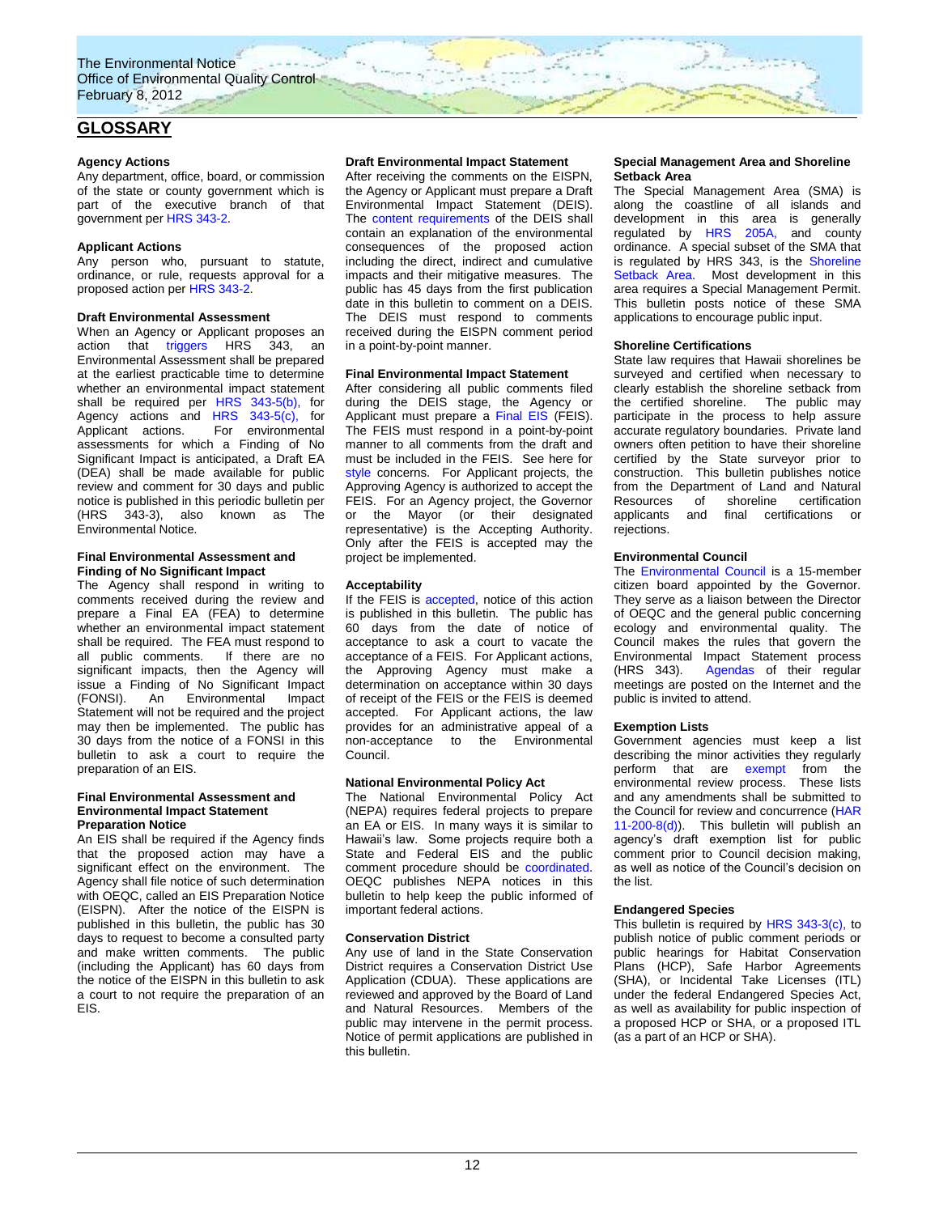## GLOSSARY

### Agency Actions

Any department, office, board, or commission of the state or county government which is part of the executive branch of that government per HRS 343-2.

### Applicant Actions

Any person who, pursuant to statute, ordinance, or rule, requests approval for a proposed action per HRS 343-2.

### Draft Environmental Assessment

When an Agency or Applicant proposes an action that triggers HRS 343, an Environmental Assessment shall be prepared at the earliest practicable time to determine whether an environmental impact statement shall be required per HRS 343-5(b), for Agency actions and HRS 343-5(c), for Applicant actions. For environmental assessments for which a Finding of No Significant Impact is anticipated, a Draft EA (DEA) shall be made available for public review and comment for 30 days and public notice is published in this periodic bulletin per (HRS 343-3), also known as The Environmental Notice.

### Final Environmental Assessment and Finding of No Significant Impact

The Agency shall respond in writing to comments received during the review and prepare a Final EA (FEA) to determine whether an environmental impact statement shall be required. The FEA must respond to all public comments. If there are no significant impacts, then the Agency will issue a Finding of No Significant Impact (FONSI). An Environmental Impact Statement will not be required and the project may then be implemented. The public has 30 days from the notice of a FONSI in this bulletin to ask a court to require the preparation of an EIS.

### Final Environmental Assessment and Environmental Impact Statement Preparation Notice

An EIS shall be required if the Agency finds that the proposed action may have a significant effect on the environment. The Agency shall file notice of such determination with OEQC, called an EIS Preparation Notice (EISPN). After the notice of the EISPN is published in this bulletin, the public has 30 days to request to become a consulted party and make written comments. The public (including the Applicant) has 60 days from the notice of the EISPN in this bulletin to ask a court to not require the preparation of an EIS.

### Draft Environmental Impact Statement

After receiving the comments on the EISPN, the Agency or Applicant must prepare a Draft Environmental Impact Statement (DEIS). The content requirements of the DEIS shall contain an explanation of the environmental consequences of the proposed action including the direct, indirect and cumulative impacts and their mitigative measures. The public has 45 days from the first publication date in this bulletin to comment on a DEIS. The DEIS must respond to comments received during the EISPN comment period in a point-by-point manner.

### Final Environmental Impact Statement

After considering all public comments filed during the DEIS stage, the Agency or Applicant must prepare a Final EIS (FEIS). The FEIS must respond in a point-by-point manner to all comments from the draft and must be included in the FEIS. See here for style concerns. For Applicant projects, the Approving Agency is authorized to accept the FEIS. For an Agency project, the Governor or the Mayor (or their designated representative) is the Accepting Authority. Only after the FEIS is accepted may the project be implemented.

### Acceptability

If the FEIS is accepted, notice of this action is published in this bulletin. The public has 60 days from the date of notice of acceptance to ask a court to vacate the acceptance of a FEIS. For Applicant actions, the Approving Agency must make a determination on acceptance within 30 days of receipt of the FEIS or the FEIS is deemed accepted. For Applicant actions, the law provides for an administrative appeal of a non-acceptance to the Environmental Council.

### National Environmental Policy Act

The National Environmental Policy Act (NEPA) requires federal projects to prepare an EA or EIS. In many ways it is similar to Hawaii's law. Some projects require both a State and Federal EIS and the public comment procedure should be coordinated. OEQC publishes NEPA notices in this bulletin to help keep the public informed of important federal actions.

### Conservation District

Any use of land in the State Conservation District requires a Conservation District Use Application (CDUA). These applications are reviewed and approved by the Board of Land and Natural Resources. Members of the public may intervene in the permit process. Notice of permit applications are published in this bulletin.

### Special Management Area and Shoreline Setback Area

The Special Management Area (SMA) is along the coastline of all islands and development in this area is generally regulated by HRS 205A, and county ordinance. A special subset of the SMA that is regulated by HRS 343, is the Shoreline Setback Area. Most development in this area requires a Special Management Permit. This bulletin posts notice of these SMA applications to encourage public input.

### Shoreline Certifications

State law requires that Hawaii shorelines be surveyed and certified when necessary to clearly establish the shoreline setback from the certified shoreline. The public may participate in the process to help assure accurate regulatory boundaries. Private land owners often petition to have their shoreline certified by the State surveyor prior to construction. This bulletin publishes notice from the Department of Land and Natural Resources of shoreline certification applicants and final certifications or rejections.

### Environmental Council

The Environmental Council is a 15-member citizen board appointed by the Governor. They serve as a liaison between the Director of OEQC and the general public concerning ecology and environmental quality. The Council makes the rules that govern the Environmental Impact Statement process (HRS 343). Agendas of their regular meetings are posted on the Internet and the public is invited to attend.

### Exemption Lists

Government agencies must keep a list describing the minor activities they regularly perform that are exempt from the environmental review process. These lists and any amendments shall be submitted to the Council for review and concurrence (HAR 11-200-8(d)). This bulletin will publish an agency's draft exemption list for public comment prior to Council decision making, as well as notice of the Council's decision on the list.

### Endangered Species

This bulletin is required by HRS 343-3(c), to publish notice of public comment periods or public hearings for Habitat Conservation Plans (HCP), Safe Harbor Agreements (SHA), or Incidental Take Licenses (ITL) under the federal Endangered Species Act, as well as availability for public inspection of a proposed HCP or SHA, or a proposed ITL (as a part of an HCP or SHA).